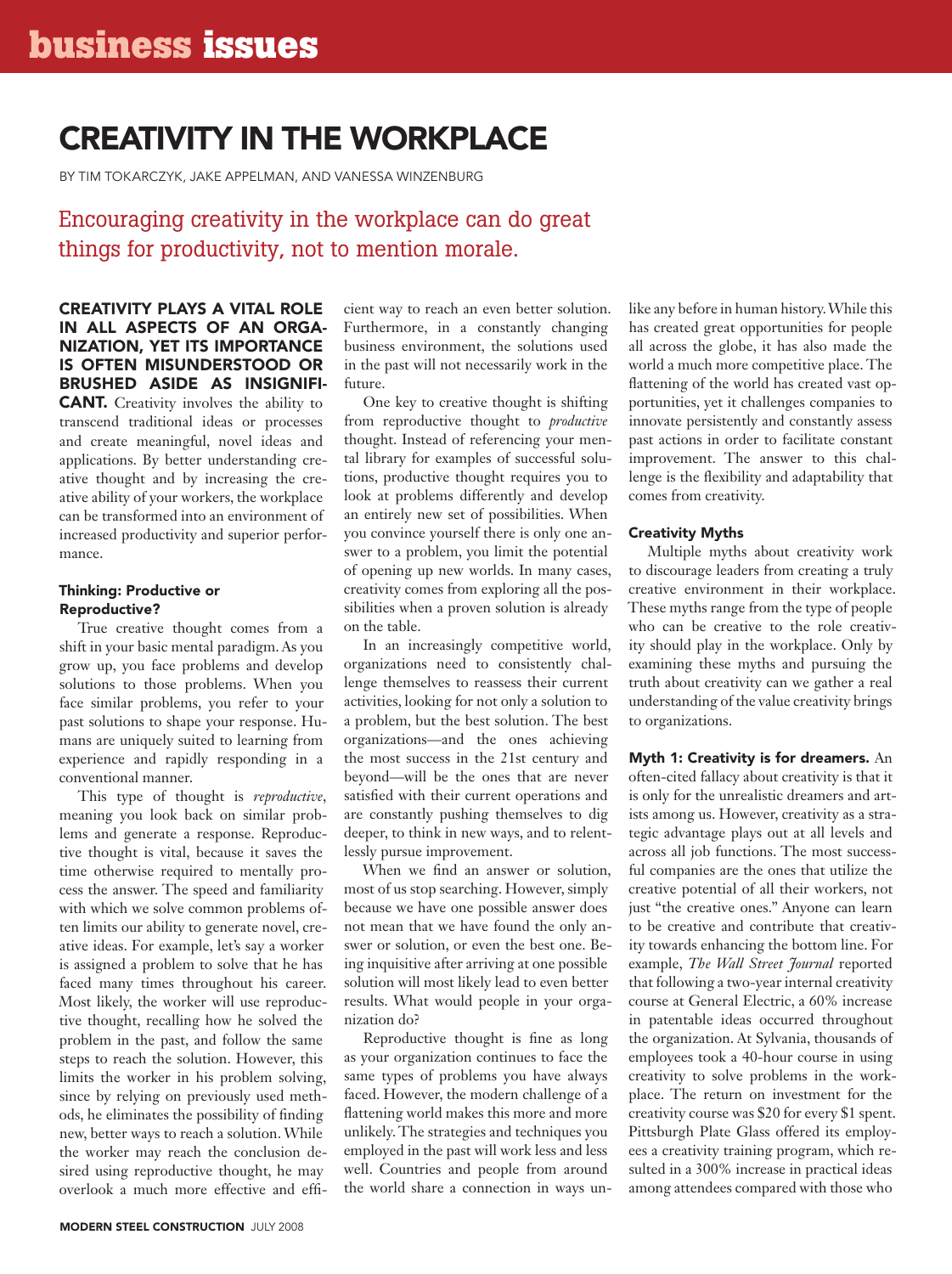# CREATIVITY IN THE WORKPLACE

BY TIM TOKARCZYK, JAKE APPELMAN, AND VANESSA WINZENBURG

Encouraging creativity in the workplace can do great things for productivity, not to mention morale.

**CREATIVITY PLAYS A VITAL ROLE IN ALL ASPECTS OF AN ORGANIZATION, YET ITS IMPORTANCE IS OFTEN MISUNDERSTOOD OR BRUSHED ASIDE AS INSIGNIFICANT.** Creativity involves the ability to transcend traditional ideas or processes and create meaningful, novel ideas and applications. By better understanding creative thought and by increasing the creative ability of your workers, the workplace can be transformed into an environment of increased productivity and superior performance.

### Thinking: Productive or Reproductive?

True creative thought comes from a shift in your basic mental paradigm. As you grow up, you face problems and develop solutions to those problems. When you face similar problems, you refer to your past solutions to shape your response. Humans are uniquely suited to learning from experience and rapidly responding in a conventional manner.

This type of thought is *reproductive*, meaning you look back on similar problems and generate a response. Reproductive thought is vital, because it saves the time otherwise required to mentally process the answer. The speed and familiarity with which we solve common problems often limits our ability to generate novel, creative ideas. For example, let's say a worker is assigned a problem to solve that he has faced many times throughout his career. Most likely, the worker will use reproductive thought, recalling how he solved the problem in the past, and follow the same steps to reach the solution. However, this limits the worker in his problem solving, since by relying on previously used methods, he eliminates the possibility of finding new, better ways to reach a solution. While the worker may reach the conclusion desired using reproductive thought, he may overlook a much more effective and efficient way to reach an even better solution. Furthermore, in a constantly changing business environment, the solutions used in the past will not necessarily work in the future.

One key to creative thought is shifting from reproductive thought to *productive* thought. Instead of referencing your mental library for examples of successful solutions, productive thought requires you to look at problems differently and develop an entirely new set of possibilities. When you convince yourself there is only one answer to a problem, you limit the potential of opening up new worlds. In many cases, creativity comes from exploring all the possibilities when a proven solution is already on the table.

In an increasingly competitive world, organizations need to consistently challenge themselves to reassess their current activities, looking for not only a solution to a problem, but the best solution. The best organizations—and the ones achieving the most success in the 21st century and beyond—will be the ones that are never satisfied with their current operations and are constantly pushing themselves to dig deeper, to think in new ways, and to relentlessly pursue improvement.

When we find an answer or solution, most of us stop searching. However, simply because we have one possible answer does not mean that we have found the only answer or solution, or even the best one. Being inquisitive after arriving at one possible solution will most likely lead to even better results. What would people in your organization do?

Reproductive thought is fine as long as your organization continues to face the same types of problems you have always faced. However, the modern challenge of a flattening world makes this more and more unlikely. The strategies and techniques you employed in the past will work less and less well. Countries and people from around the world share a connection in ways unlike any before in human history. While this has created great opportunities for people all across the globe, it has also made the world a much more competitive place. The flattening of the world has created vast opportunities, yet it challenges companies to innovate persistently and constantly assess past actions in order to facilitate constant improvement. The answer to this challenge is the flexibility and adaptability that comes from creativity.

### Creativity Myths

Multiple myths about creativity work to discourage leaders from creating a truly creative environment in their workplace. These myths range from the type of people who can be creative to the role creativity should play in the workplace. Only by examining these myths and pursuing the truth about creativity can we gather a real understanding of the value creativity brings to organizations.

**Myth 1: Creativity is for dreamers.** An often-cited fallacy about creativity is that it is only for the unrealistic dreamers and artists among us. However, creativity as a strategic advantage plays out at all levels and across all job functions. The most successful companies are the ones that utilize the creative potential of all their workers, not just "the creative ones." Anyone can learn to be creative and contribute that creativity towards enhancing the bottom line. For example, *The Wall Street Journal* reported that following a two-year internal creativity course at General Electric, a 60% increase in patentable ideas occurred throughout the organization. At Sylvania, thousands of employees took a 40-hour course in using creativity to solve problems in the workplace. The return on investment for the creativity course was $20 for every $1 spent. Pittsburgh Plate Glass offered its employees a creativity training program, which resulted in a 300% increase in practical ideas among attendees compared with those who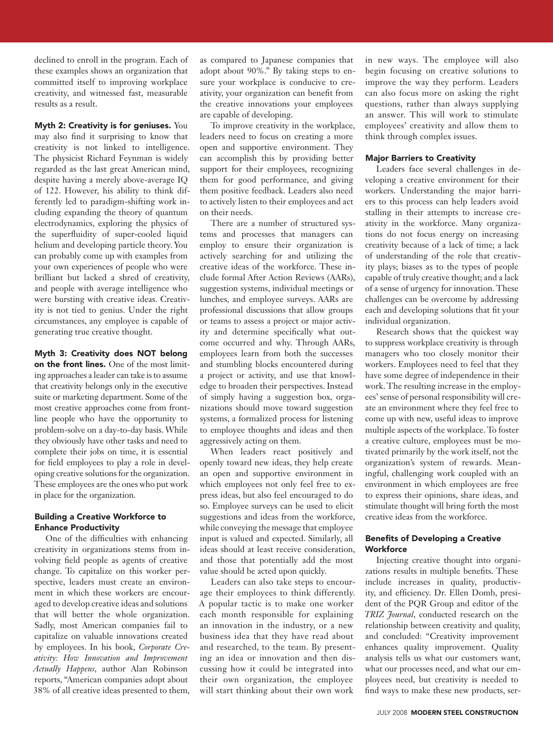declined to enroll in the program. Each of these examples shows an organization that committed itself to improving workplace creativity, and witnessed fast, measurable results as a result.

**Myth 2: Creativity is for geniuses.** You may also find it surprising to know that creativity is not linked to intelligence. The physicist Richard Feynman is widely regarded as the last great American mind, despite having a merely above-average IQ of 122. However, his ability to think differently led to paradigm-shifting work including expanding the theory of quantum electrodynamics, exploring the physics of the superfluidity of super-cooled liquid helium and developing particle theory. You can probably come up with examples from your own experiences of people who were brilliant but lacked a shred of creativity, and people with average intelligence who were bursting with creative ideas. Creativity is not tied to genius. Under the right circumstances, any employee is capable of generating true creative thought.

**Myth 3: Creativity does NOT belong on the front lines.** One of the most limiting approaches a leader can take is to assume that creativity belongs only in the executive suite or marketing department. Some of the most creative approaches come from frontline people who have the opportunity to problem-solve on a day-to-day basis. While they obviously have other tasks and need to complete their jobs on time, it is essential for field employees to play a role in developing creative solutions for the organization. These employees are the ones who put work in place for the organization.

### Building a Creative Workforce to Enhance Productivity

One of the difficulties with enhancing creativity in organizations stems from involving field people as agents of creative change. To capitalize on this worker perspective, leaders must create an environment in which these workers are encouraged to develop creative ideas and solutions that will better the whole organization. Sadly, most American companies fail to capitalize on valuable innovations created by employees. In his book, *Corporate Creativity: How Innovation and Improvement Actually Happens*, author Alan Robinson reports, "American companies adopt about 38% of all creative ideas presented to them, as compared to Japanese companies that adopt about 90%." By taking steps to ensure your workplace is conducive to creativity, your organization can benefit from the creative innovations your employees are capable of developing.

To improve creativity in the workplace, leaders need to focus on creating a more open and supportive environment. They can accomplish this by providing better support for their employees, recognizing them for good performance, and giving them positive feedback. Leaders also need to actively listen to their employees and act on their needs.

There are a number of structured systems and processes that managers can employ to ensure their organization is actively searching for and utilizing the creative ideas of the workforce. These include formal After Action Reviews (AARs), suggestion systems, individual meetings or lunches, and employee surveys. AARs are professional discussions that allow groups or teams to assess a project or major activity and determine specifically what outcome occurred and why. Through AARs, employees learn from both the successes and stumbling blocks encountered during a project or activity, and use that knowledge to broaden their perspectives. Instead of simply having a suggestion box, organizations should move toward suggestion systems, a formalized process for listening to employee thoughts and ideas and then aggressively acting on them.

When leaders react positively and openly toward new ideas, they help create an open and supportive environment in which employees not only feel free to express ideas, but also feel encouraged to do so. Employee surveys can be used to elicit suggestions and ideas from the workforce, while conveying the message that employee input is valued and expected. Similarly, all ideas should at least receive consideration, and those that potentially add the most value should be acted upon quickly.

Leaders can also take steps to encourage their employees to think differently. A popular tactic is to make one worker each month responsible for explaining an innovation in the industry, or a new business idea that they have read about and researched, to the team. By presenting an idea or innovation and then discussing how it could be integrated into their own organization, the employee will start thinking about their own work in new ways. The employee will also begin focusing on creative solutions to improve the way they perform. Leaders can also focus more on asking the right questions, rather than always supplying an answer. This will work to stimulate employees' creativity and allow them to think through complex issues.

### Major Barriers to Creativity

Leaders face several challenges in developing a creative environment for their workers. Understanding the major barriers to this process can help leaders avoid stalling in their attempts to increase creativity in the workforce. Many organizations do not focus energy on increasing creativity because of a lack of time; a lack of understanding of the role that creativity plays; biases as to the types of people capable of truly creative thought; and a lack of a sense of urgency for innovation. These challenges can be overcome by addressing each and developing solutions that fit your individual organization.

Research shows that the quickest way to suppress workplace creativity is through managers who too closely monitor their workers. Employees need to feel that they have some degree of independence in their work. The resulting increase in the employees' sense of personal responsibility will create an environment where they feel free to come up with new, useful ideas to improve multiple aspects of the workplace. To foster a creative culture, employees must be motivated primarily by the work itself, not the organization's system of rewards. Meaningful, challenging work coupled with an environment in which employees are free to express their opinions, share ideas, and stimulate thought will bring forth the most creative ideas from the workforce.

### Benefits of Developing a Creative Workforce

Injecting creative thought into organizations results in multiple benefits. These include increases in quality, productivity, and efficiency. Dr. Ellen Domb, president of the PQR Group and editor of the *TRIZ Journal*, conducted research on the relationship between creativity and quality, and concluded: "Creativity improvement enhances quality improvement. Quality analysis tells us what our customers want, what our processes need, and what our employees need, but creativity is needed to find ways to make these new products, ser-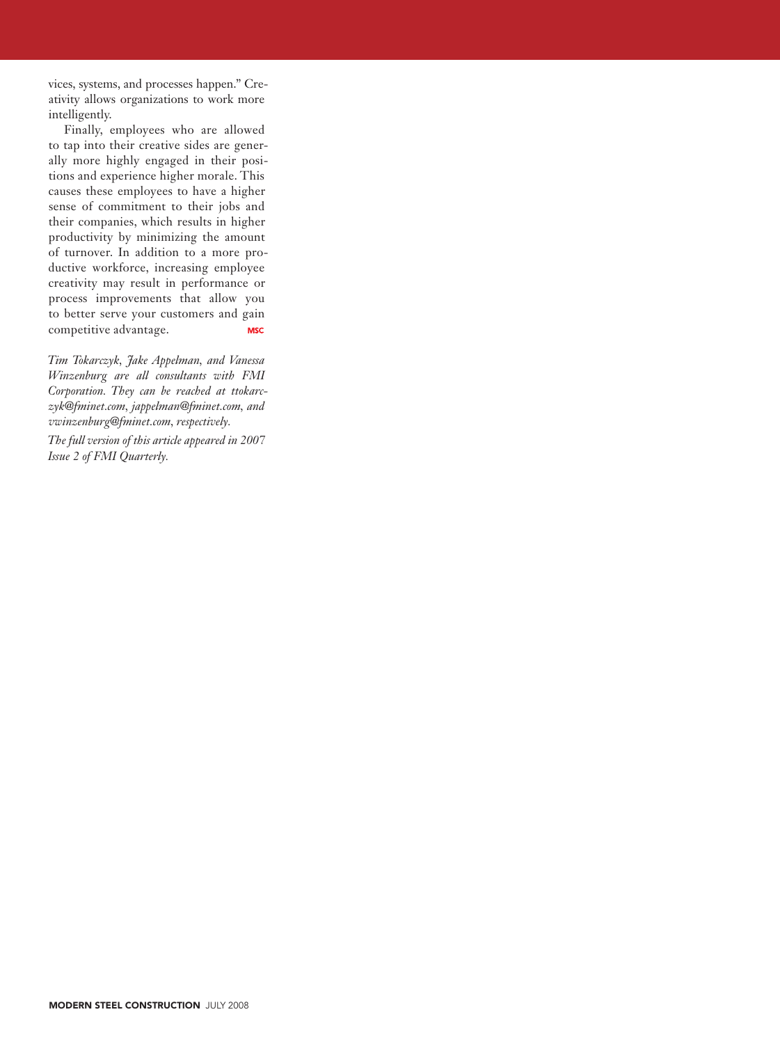vices, systems, and processes happen." Creativity allows organizations to work more intelligently.

Finally, employees who are allowed to tap into their creative sides are generally more highly engaged in their positions and experience higher morale. This causes these employees to have a higher sense of commitment to their jobs and their companies, which results in higher productivity by minimizing the amount of turnover. In addition to a more productive workforce, increasing employee creativity may result in performance or process improvements that allow you to better serve your customers and gain competitive advantage. MSC

*Tim Tokarczyk, Jake Appelman, and Vanessa Winzenburg are all consultants with FMI Corporation. They can be reached at ttokarczyk@fminet.com, jappelman@fminet.com, and vwinzenburg@fminet.com, respectively.*

*The full version of this article appeared in 2007 Issue 2 of FMI Quarterly.*